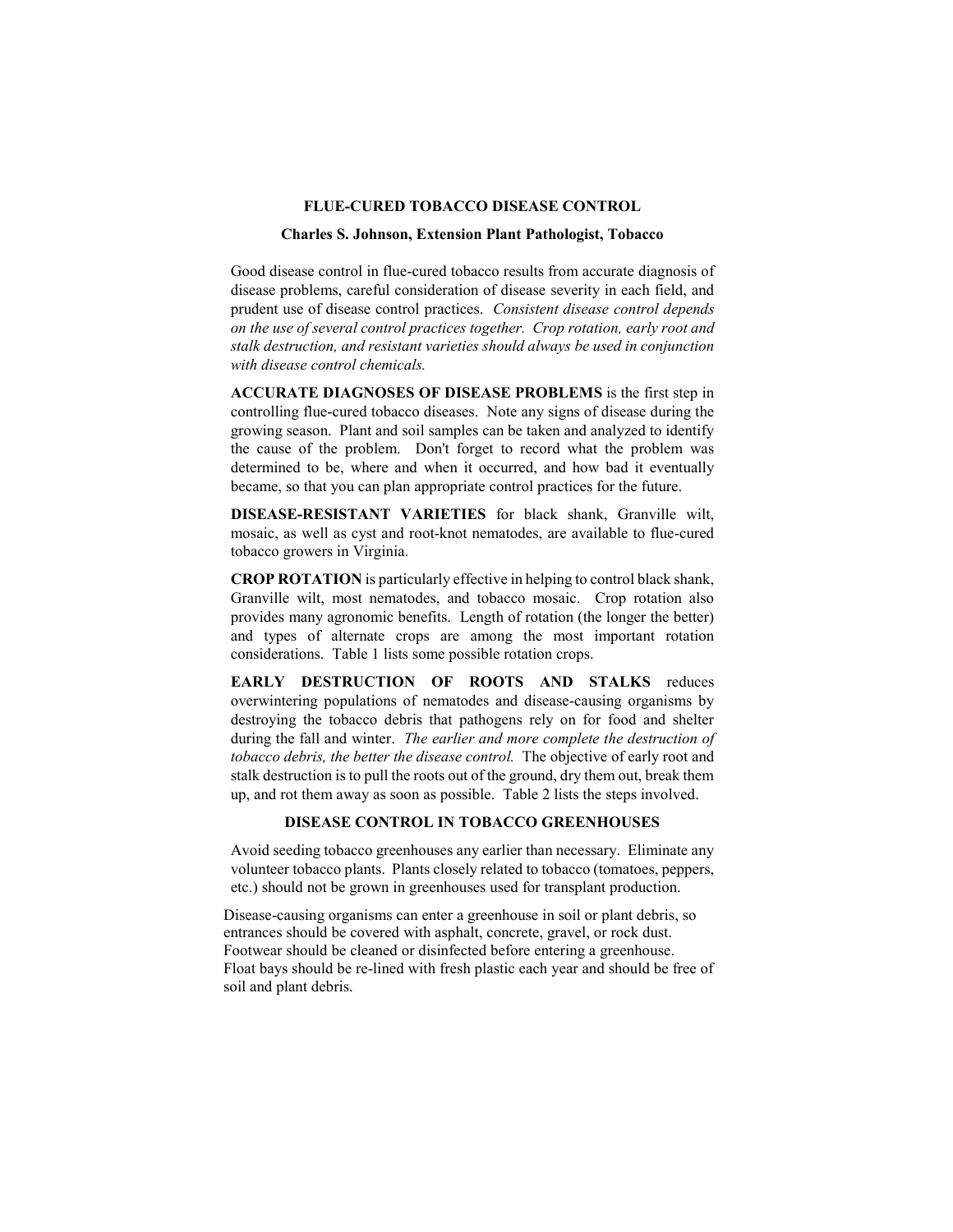# FLUE-CURED TOBACCO DISEASE CONTROL

**Charles S. Johnson, Extension Plant Pathologist, Tobacco**

Good disease control in flue-cured tobacco results from accurate diagnosis of disease problems, careful consideration of disease severity in each field, and prudent use of disease control practices. *Consistent disease control depends on the use of several control practices together. Crop rotation, early root and stalk destruction, and resistant varieties should always be used in conjunction with disease control chemicals.*

**ACCURATE DIAGNOSES OF DISEASE PROBLEMS** is the first step in controlling flue-cured tobacco diseases. Note any signs of disease during the growing season. Plant and soil samples can be taken and analyzed to identify the cause of the problem. Don't forget to record what the problem was determined to be, where and when it occurred, and how bad it eventually became, so that you can plan appropriate control practices for the future.

**DISEASE-RESISTANT VARIETIES** for black shank, Granville wilt, mosaic, as well as cyst and root-knot nematodes, are available to flue-cured tobacco growers in Virginia.

**CROP ROTATION** is particularly effective in helping to control black shank, Granville wilt, most nematodes, and tobacco mosaic. Crop rotation also provides many agronomic benefits. Length of rotation (the longer the better) and types of alternate crops are among the most important rotation considerations. Table 1 lists some possible rotation crops.

**EARLY DESTRUCTION OF ROOTS AND STALKS** reduces overwintering populations of nematodes and disease-causing organisms by destroying the tobacco debris that pathogens rely on for food and shelter during the fall and winter. *The earlier and more complete the destruction of tobacco debris, the better the disease control.* The objective of early root and stalk destruction is to pull the roots out of the ground, dry them out, break them up, and rot them away as soon as possible. Table 2 lists the steps involved.

## DISEASE CONTROL IN TOBACCO GREENHOUSES

Avoid seeding tobacco greenhouses any earlier than necessary. Eliminate any volunteer tobacco plants. Plants closely related to tobacco (tomatoes, peppers, etc.) should not be grown in greenhouses used for transplant production.

Disease-causing organisms can enter a greenhouse in soil or plant debris, so entrances should be covered with asphalt, concrete, gravel, or rock dust. Footwear should be cleaned or disinfected before entering a greenhouse. Float bays should be re-lined with fresh plastic each year and should be free of soil and plant debris.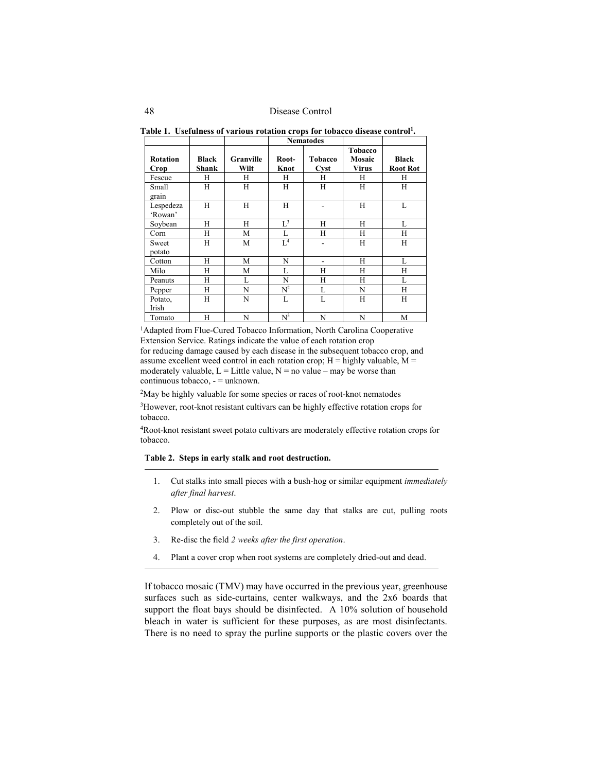**Table 1. Usefulness of various rotation crops for tobacco disease control[1].**

| | | | Nematodes | | | |
|---|---|---|---|---|---|---|
| **Rotation Crop** | **Black Shank** | **Granville Wilt** | **Root-Knot** | **Tobacco Cyst** | **Tobacco Mosaic Virus** | **Black Root Rot** |
| Fescue | H | H | H | H | H | H |
| Small grain | H | H | H | H | H | H |
| Lespedeza 'Rowan' | H | H | H | - | H | L |
| Soybean | H | H | L[3] | H | H | L |
| Corn | H | M | L | H | H | H |
| Sweet potato | H | M | L[4] | - | H | H |
| Cotton | H | M | N | - | H | L |
| Milo | H | M | L | H | H | H |
| Peanuts | H | L | N | H | H | L |
| Pepper | H | N | N[2] | L | N | H |
| Potato, Irish | H | N | L | L | H | H |
| Tomato | H | N | N[3] | N | N | M |

[1]Adapted from Flue-Cured Tobacco Information, North Carolina Cooperative Extension Service. Ratings indicate the value of each rotation crop for reducing damage caused by each disease in the subsequent tobacco crop, and assume excellent weed control in each rotation crop; H = highly valuable, M = moderately valuable, L = Little value, N = no value – may be worse than continuous tobacco, - = unknown.

[2]May be highly valuable for some species or races of root-knot nematodes

[3]However, root-knot resistant cultivars can be highly effective rotation crops for tobacco.

[4]Root-knot resistant sweet potato cultivars are moderately effective rotation crops for tobacco.

**Table 2. Steps in early stalk and root destruction.**

1. Cut stalks into small pieces with a bush-hog or similar equipment *immediately after final harvest*.
2. Plow or disc-out stubble the same day that stalks are cut, pulling roots completely out of the soil.
3. Re-disc the field *2 weeks after the first operation*.
4. Plant a cover crop when root systems are completely dried-out and dead.

If tobacco mosaic (TMV) may have occurred in the previous year, greenhouse surfaces such as side-curtains, center walkways, and the 2x6 boards that support the float bays should be disinfected. A 10% solution of household bleach in water is sufficient for these purposes, as are most disinfectants. There is no need to spray the purline supports or the plastic covers over the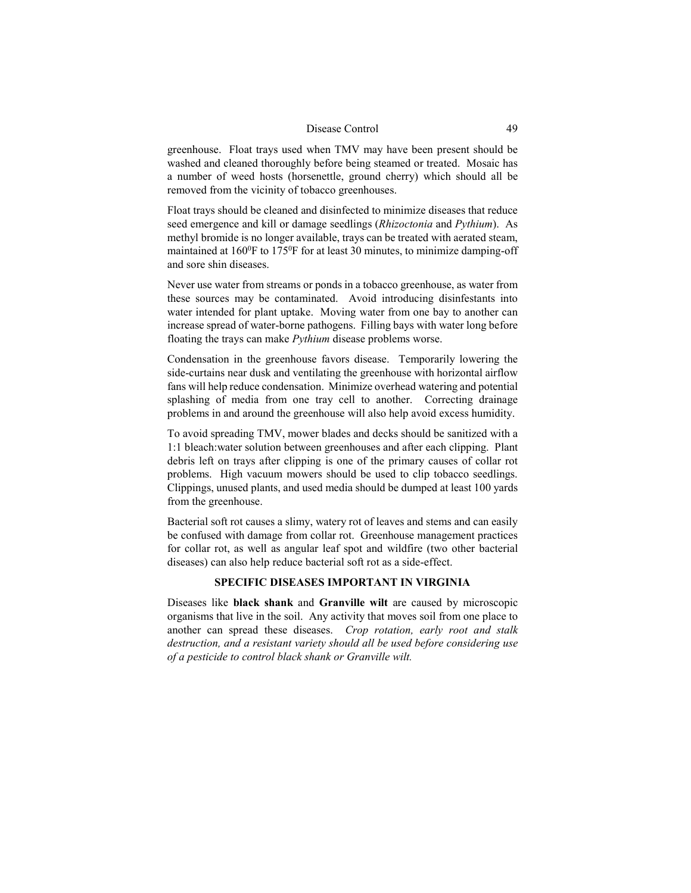greenhouse. Float trays used when TMV may have been present should be washed and cleaned thoroughly before being steamed or treated. Mosaic has a number of weed hosts (horsenettle, ground cherry) which should all be removed from the vicinity of tobacco greenhouses.

Float trays should be cleaned and disinfected to minimize diseases that reduce seed emergence and kill or damage seedlings (*Rhizoctonia* and *Pythium*). As methyl bromide is no longer available, trays can be treated with aerated steam, maintained at $160^0$F to $175^0$F for at least 30 minutes, to minimize damping-off and sore shin diseases.

Never use water from streams or ponds in a tobacco greenhouse, as water from these sources may be contaminated. Avoid introducing disinfestants into water intended for plant uptake. Moving water from one bay to another can increase spread of water-borne pathogens. Filling bays with water long before floating the trays can make *Pythium* disease problems worse.

Condensation in the greenhouse favors disease. Temporarily lowering the side-curtains near dusk and ventilating the greenhouse with horizontal airflow fans will help reduce condensation. Minimize overhead watering and potential splashing of media from one tray cell to another. Correcting drainage problems in and around the greenhouse will also help avoid excess humidity.

To avoid spreading TMV, mower blades and decks should be sanitized with a 1:1 bleach:water solution between greenhouses and after each clipping. Plant debris left on trays after clipping is one of the primary causes of collar rot problems. High vacuum mowers should be used to clip tobacco seedlings. Clippings, unused plants, and used media should be dumped at least 100 yards from the greenhouse.

Bacterial soft rot causes a slimy, watery rot of leaves and stems and can easily be confused with damage from collar rot. Greenhouse management practices for collar rot, as well as angular leaf spot and wildfire (two other bacterial diseases) can also help reduce bacterial soft rot as a side-effect.

## SPECIFIC DISEASES IMPORTANT IN VIRGINIA

Diseases like **black shank** and **Granville wilt** are caused by microscopic organisms that live in the soil. Any activity that moves soil from one place to another can spread these diseases. *Crop rotation, early root and stalk destruction, and a resistant variety should all be used before considering use of a pesticide to control black shank or Granville wilt.*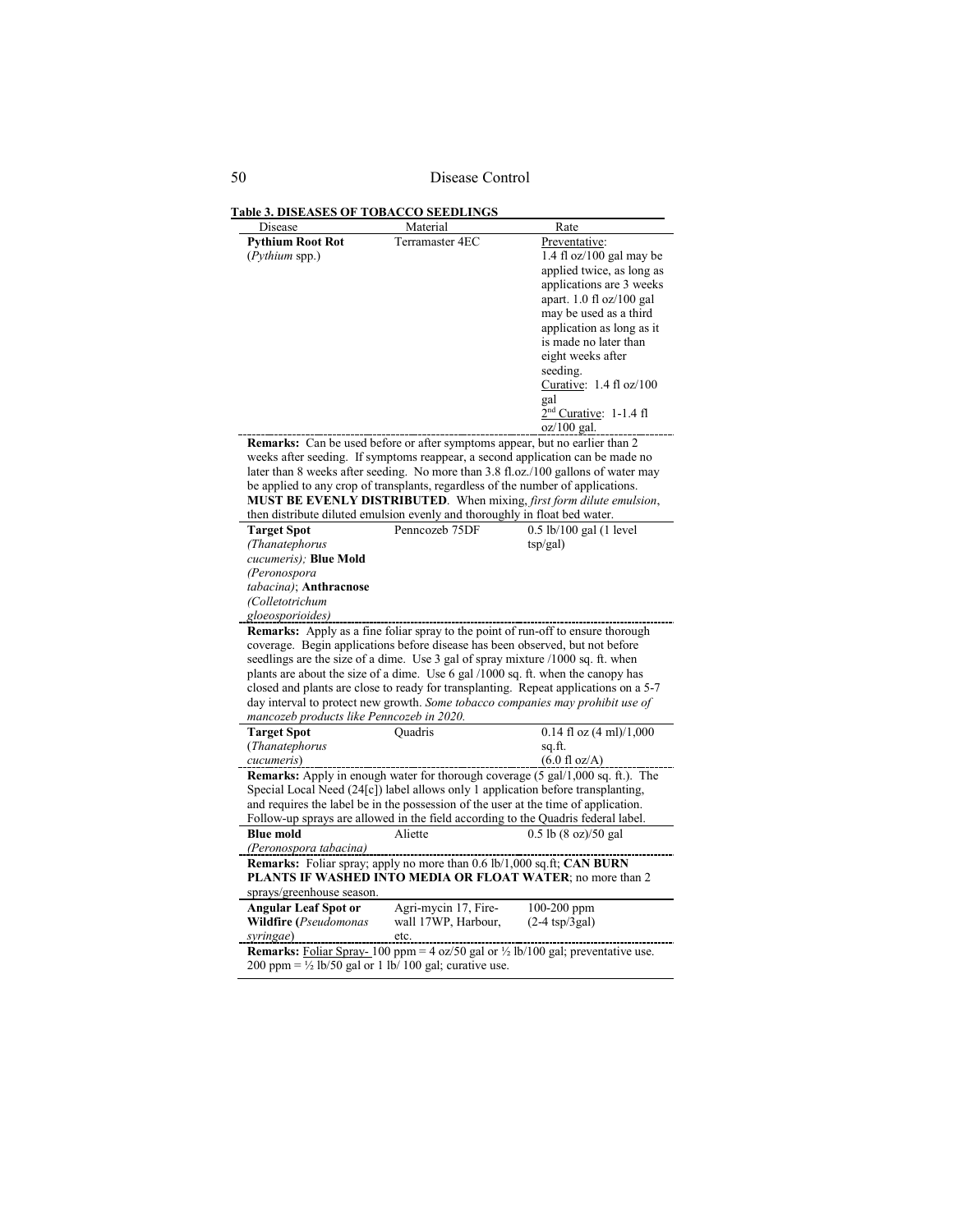**Table 3. DISEASES OF TOBACCO SEEDLINGS**

| Disease | Material | Rate |
|---|---|---|
| **Pythium Root Rot** (*Pythium* spp.) | Terramaster 4EC | Preventative: 1.4 fl oz/100 gal may be applied twice, as long as applications are 3 weeks apart. 1.0 fl oz/100 gal may be used as a third application as long as it is made no later than eight weeks after seeding. Curative: 1.4 fl oz/100 gal 2nd Curative: 1-1.4 fl oz/100 gal. |
| **Remarks:** Can be used before or after symptoms appear, but no earlier than 2 weeks after seeding. If symptoms reappear, a second application can be made no later than 8 weeks after seeding. No more than 3.8 fl.oz./100 gallons of water may be applied to any crop of transplants, regardless of the number of applications. **MUST BE EVENLY DISTRIBUTED**. When mixing, *first form dilute emulsion*, then distribute diluted emulsion evenly and thoroughly in float bed water. | | |
| **Target Spot** *(Thanatephorus cucumeris)*; **Blue Mold** *(Peronospora tabacina)*; **Anthracnose** *(Colletotrichum gloeosporioides)* | Penncozeb 75DF | 0.5 lb/100 gal (1 level tsp/gal) |
| **Remarks:** Apply as a fine foliar spray to the point of run-off to ensure thorough coverage. Begin applications before disease has been observed, but not before seedlings are the size of a dime. Use 3 gal of spray mixture /1000 sq. ft. when plants are about the size of a dime. Use 6 gal /1000 sq. ft. when the canopy has closed and plants are close to ready for transplanting. Repeat applications on a 5-7 day interval to protect new growth. *Some tobacco companies may prohibit use of mancozeb products like Penncozeb in 2020.* | | |
| **Target Spot** (*Thanatephorus cucumeris*) | Quadris | 0.14 fl oz (4 ml)/1,000 sq.ft. (6.0 fl oz/A) |
| **Remarks:** Apply in enough water for thorough coverage (5 gal/1,000 sq. ft.). The Special Local Need (24[c]) label allows only 1 application before transplanting, and requires the label be in the possession of the user at the time of application. Follow-up sprays are allowed in the field according to the Quadris federal label. | | |
| **Blue mold** *(Peronospora tabacina)* | Aliette | 0.5 lb (8 oz)/50 gal |
| **Remarks:** Foliar spray; apply no more than 0.6 lb/1,000 sq.ft; **CAN BURN PLANTS IF WASHED INTO MEDIA OR FLOAT WATER**; no more than 2 sprays/greenhouse season. | | |
| **Angular Leaf Spot or Wildfire** (*Pseudomonas syringae*) | Agri-mycin 17, Fire-wall 17WP, Harbour, etc. | 100-200 ppm (2-4 tsp/3gal) |
| **Remarks:** Foliar Spray- 100 ppm = 4 oz/50 gal or ½ lb/100 gal; preventative use. 200 ppm = ½ lb/50 gal or 1 lb/ 100 gal; curative use. | | |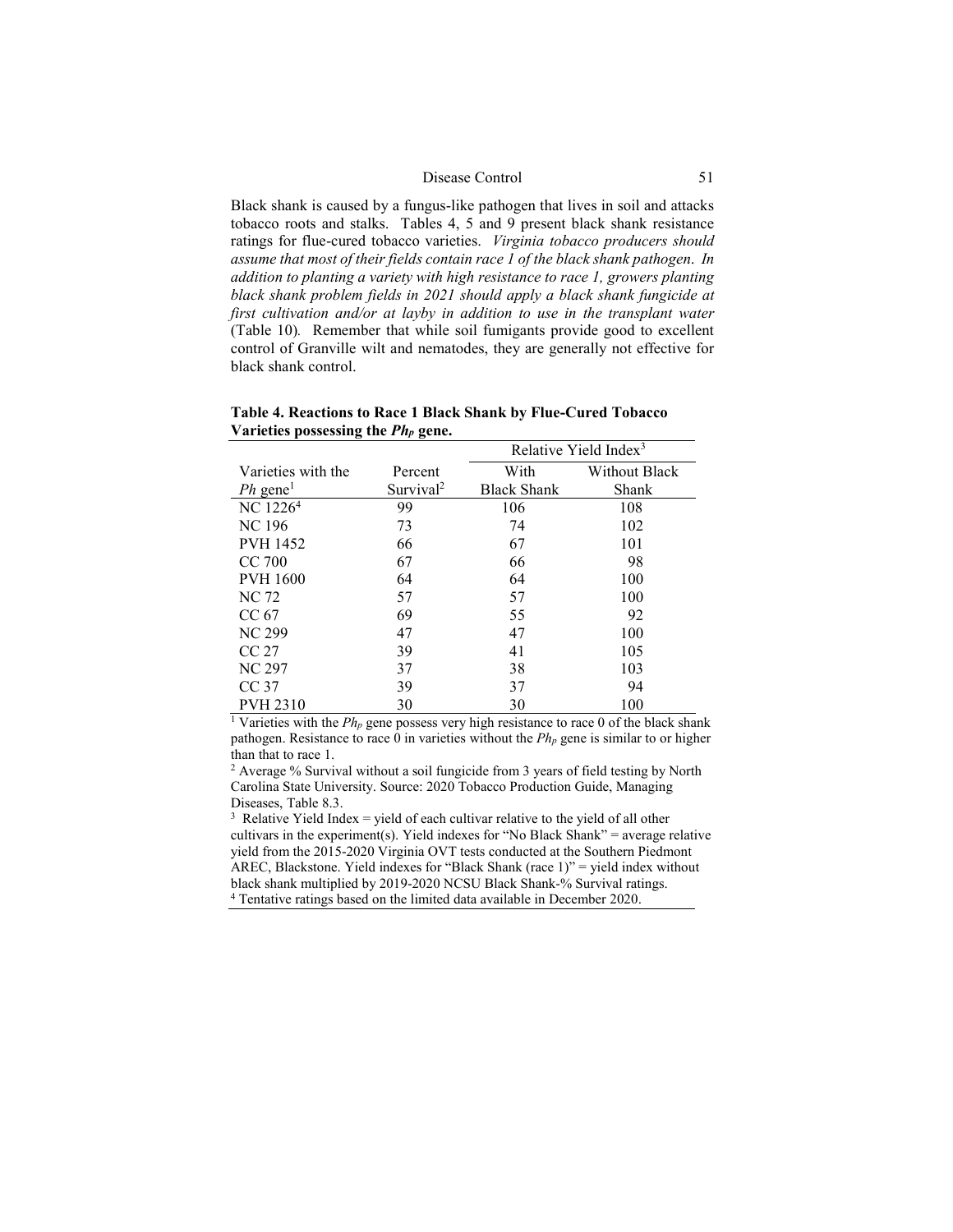Black shank is caused by a fungus-like pathogen that lives in soil and attacks tobacco roots and stalks. Tables 4, 5 and 9 present black shank resistance ratings for flue-cured tobacco varieties. *Virginia tobacco producers should assume that most of their fields contain race 1 of the black shank pathogen. In addition to planting a variety with high resistance to race 1, growers planting black shank problem fields in 2021 should apply a black shank fungicide at first cultivation and/or at layby in addition to use in the transplant water* (Table 10). Remember that while soil fumigants provide good to excellent control of Granville wilt and nematodes, they are generally not effective for black shank control.

**Table 4. Reactions to Race 1 Black Shank by Flue-Cured Tobacco Varieties possessing the $Ph_p$ gene.**

| | | Relative Yield Index[3] | |
|---|---|---|---|
| Varieties with the *Ph* gene[1] | Percent Survival[2] | With Black Shank | Without Black Shank |
| NC 1226[4] | 99 | 106 | 108 |
| NC 196 | 73 | 74 | 102 |
| PVH 1452 | 66 | 67 | 101 |
| CC 700 | 67 | 66 | 98 |
| PVH 1600 | 64 | 64 | 100 |
| NC 72 | 57 | 57 | 100 |
| CC 67 | 69 | 55 | 92 |
| NC 299 | 47 | 47 | 100 |
| CC 27 | 39 | 41 | 105 |
| NC 297 | 37 | 38 | 103 |
| CC 37 | 39 | 37 | 94 |
| PVH 2310 | 30 | 30 | 100 |

[1] Varieties with the $Ph_p$ gene possess very high resistance to race 0 of the black shank pathogen. Resistance to race 0 in varieties without the $Ph_p$ gene is similar to or higher than that to race 1.

[2] Average % Survival without a soil fungicide from 3 years of field testing by North Carolina State University. Source: 2020 Tobacco Production Guide, Managing Diseases, Table 8.3.

[3] Relative Yield Index = yield of each cultivar relative to the yield of all other cultivars in the experiment(s). Yield indexes for "No Black Shank" = average relative yield from the 2015-2020 Virginia OVT tests conducted at the Southern Piedmont AREC, Blackstone. Yield indexes for "Black Shank (race 1)" = yield index without black shank multiplied by 2019-2020 NCSU Black Shank-% Survival ratings.

[4] Tentative ratings based on the limited data available in December 2020.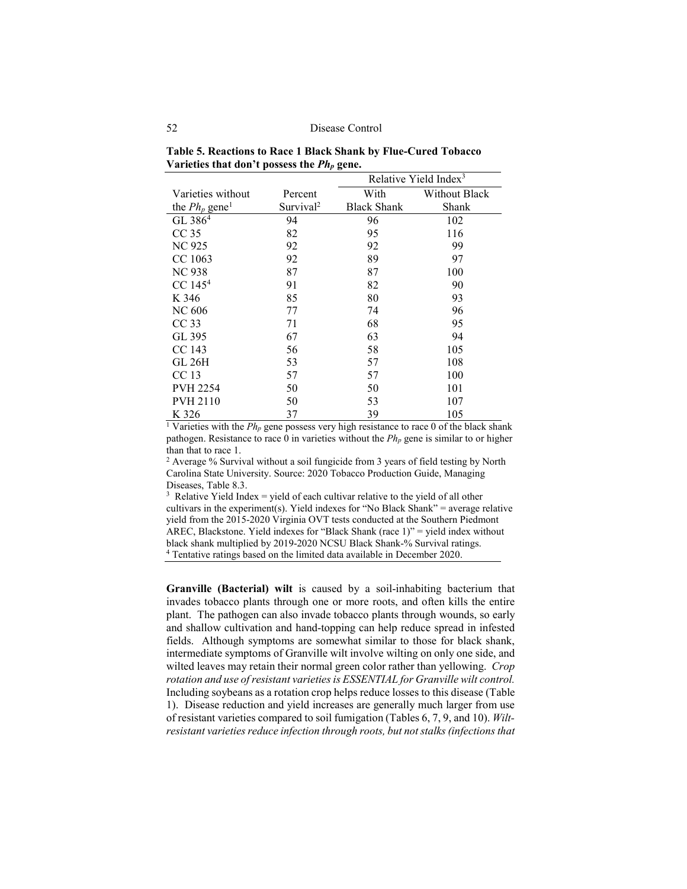**Table 5. Reactions to Race 1 Black Shank by Flue-Cured Tobacco Varieties that don't possess the $Ph_p$ gene.**

| Varieties without | Percent | Relative Yield Index[3] | |
|---|---|---|---|
| the $Ph_p$ gene[1] | Survival[2] | With Black Shank | Without Black Shank |
| GL 386[4] | 94 | 96 | 102 |
| CC 35 | 82 | 95 | 116 |
| NC 925 | 92 | 92 | 99 |
| CC 1063 | 92 | 89 | 97 |
| NC 938 | 87 | 87 | 100 |
| CC 145[4] | 91 | 82 | 90 |
| K 346 | 85 | 80 | 93 |
| NC 606 | 77 | 74 | 96 |
| CC 33 | 71 | 68 | 95 |
| GL 395 | 67 | 63 | 94 |
| CC 143 | 56 | 58 | 105 |
| GL 26H | 53 | 57 | 108 |
| CC 13 | 57 | 57 | 100 |
| PVH 2254 | 50 | 50 | 101 |
| PVH 2110 | 50 | 53 | 107 |
| K 326 | 37 | 39 | 105 |

[1] Varieties with the $Ph_p$ gene possess very high resistance to race 0 of the black shank pathogen. Resistance to race 0 in varieties without the $Ph_p$ gene is similar to or higher than that to race 1.

[2] Average % Survival without a soil fungicide from 3 years of field testing by North Carolina State University. Source: 2020 Tobacco Production Guide, Managing Diseases, Table 8.3.

[3] Relative Yield Index = yield of each cultivar relative to the yield of all other cultivars in the experiment(s). Yield indexes for "No Black Shank" = average relative yield from the 2015-2020 Virginia OVT tests conducted at the Southern Piedmont AREC, Blackstone. Yield indexes for "Black Shank (race 1)" = yield index without black shank multiplied by 2019-2020 NCSU Black Shank-% Survival ratings.

[4] Tentative ratings based on the limited data available in December 2020.

**Granville (Bacterial) wilt** is caused by a soil-inhabiting bacterium that invades tobacco plants through one or more roots, and often kills the entire plant. The pathogen can also invade tobacco plants through wounds, so early and shallow cultivation and hand-topping can help reduce spread in infested fields. Although symptoms are somewhat similar to those for black shank, intermediate symptoms of Granville wilt involve wilting on only one side, and wilted leaves may retain their normal green color rather than yellowing. *Crop rotation and use of resistant varieties is ESSENTIAL for Granville wilt control.* Including soybeans as a rotation crop helps reduce losses to this disease (Table 1). Disease reduction and yield increases are generally much larger from use of resistant varieties compared to soil fumigation (Tables 6, 7, 9, and 10). *Wilt-resistant varieties reduce infection through roots, but not stalks (infections that*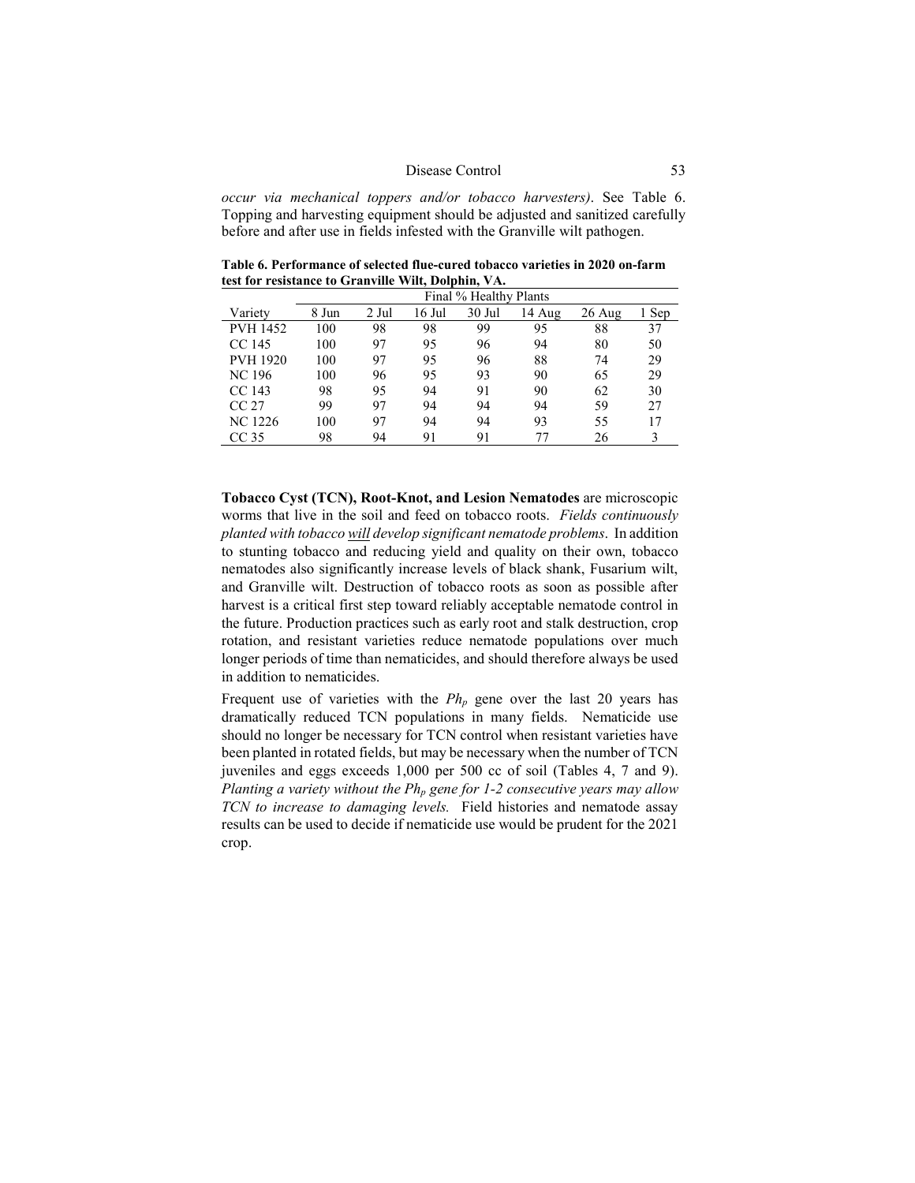*occur via mechanical toppers and/or tobacco harvesters)*. See Table 6. Topping and harvesting equipment should be adjusted and sanitized carefully before and after use in fields infested with the Granville wilt pathogen.

**Table 6. Performance of selected flue-cured tobacco varieties in 2020 on-farm test for resistance to Granville Wilt, Dolphin, VA.**

| | Final % Healthy Plants | | | | | | |
|---|---|---|---|---|---|---|---|
| Variety | 8 Jun | 2 Jul | 16 Jul | 30 Jul | 14 Aug | 26 Aug | 1 Sep |
| PVH 1452 | 100 | 98 | 98 | 99 | 95 | 88 | 37 |
| CC 145 | 100 | 97 | 95 | 96 | 94 | 80 | 50 |
| PVH 1920 | 100 | 97 | 95 | 96 | 88 | 74 | 29 |
| NC 196 | 100 | 96 | 95 | 93 | 90 | 65 | 29 |
| CC 143 | 98 | 95 | 94 | 91 | 90 | 62 | 30 |
| CC 27 | 99 | 97 | 94 | 94 | 94 | 59 | 27 |
| NC 1226 | 100 | 97 | 94 | 94 | 93 | 55 | 17 |
| CC 35 | 98 | 94 | 91 | 91 | 77 | 26 | 3 |

**Tobacco Cyst (TCN), Root-Knot, and Lesion Nematodes** are microscopic worms that live in the soil and feed on tobacco roots. *Fields continuously planted with tobacco will develop significant nematode problems*. In addition to stunting tobacco and reducing yield and quality on their own, tobacco nematodes also significantly increase levels of black shank, Fusarium wilt, and Granville wilt. Destruction of tobacco roots as soon as possible after harvest is a critical first step toward reliably acceptable nematode control in the future. Production practices such as early root and stalk destruction, crop rotation, and resistant varieties reduce nematode populations over much longer periods of time than nematicides, and should therefore always be used in addition to nematicides.

Frequent use of varieties with the $Ph_p$ gene over the last 20 years has dramatically reduced TCN populations in many fields. Nematicide use should no longer be necessary for TCN control when resistant varieties have been planted in rotated fields, but may be necessary when the number of TCN juveniles and eggs exceeds 1,000 per 500 cc of soil (Tables 4, 7 and 9). *Planting a variety without the $Ph_p$ gene for 1-2 consecutive years may allow TCN to increase to damaging levels.* Field histories and nematode assay results can be used to decide if nematicide use would be prudent for the 2021 crop.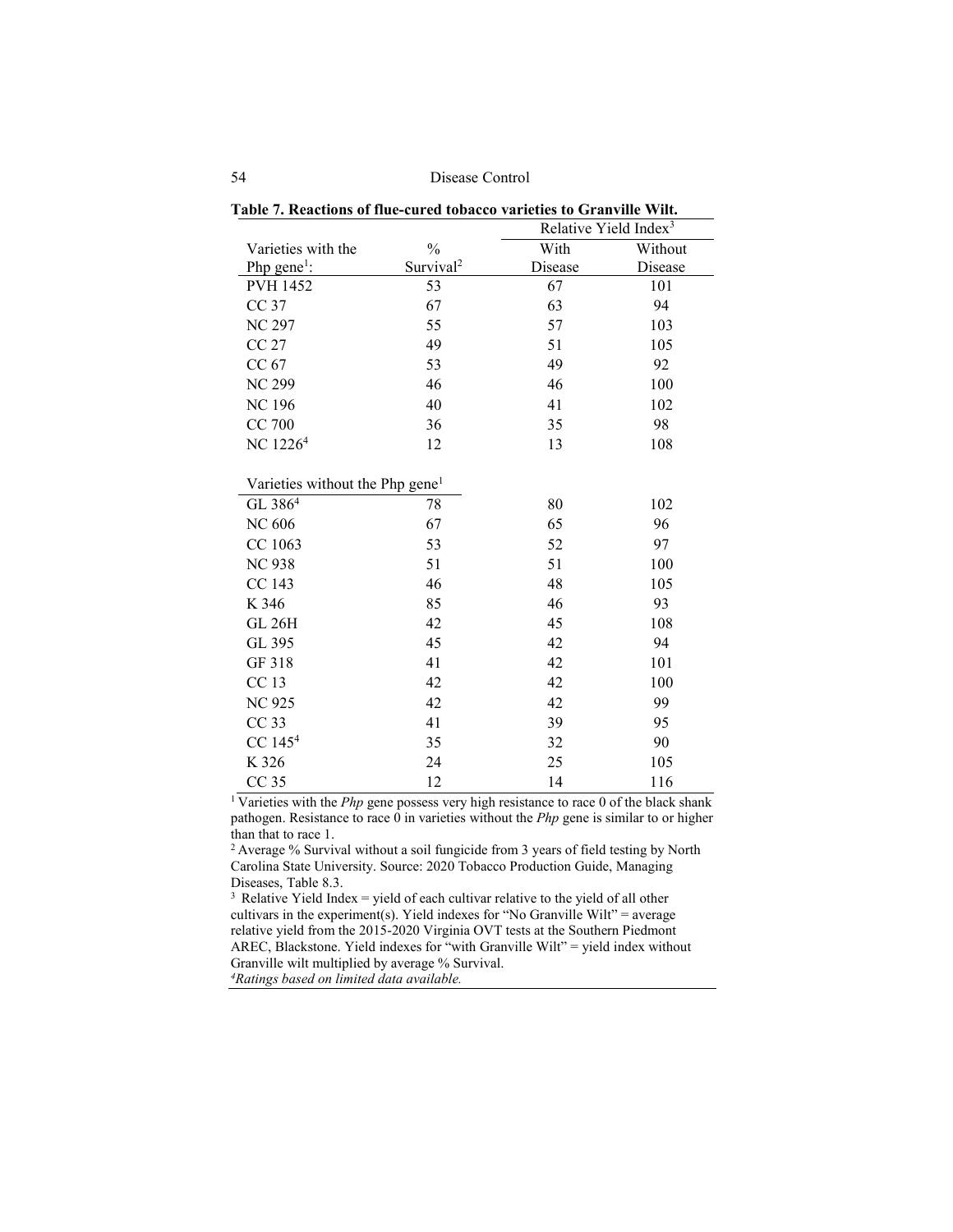**Table 7. Reactions of flue-cured tobacco varieties to Granville Wilt.**

| Varieties with the Php gene[1]: | % Survival[2] | Relative Yield Index[3] With Disease | Without Disease |
|---|---|---|---|
| PVH 1452 | 53 | 67 | 101 |
| CC 37 | 67 | 63 | 94 |
| NC 297 | 55 | 57 | 103 |
| CC 27 | 49 | 51 | 105 |
| CC 67 | 53 | 49 | 92 |
| NC 299 | 46 | 46 | 100 |
| NC 196 | 40 | 41 | 102 |
| CC 700 | 36 | 35 | 98 |
| NC 1226[4] | 12 | 13 | 108 |
| **Varieties without the Php gene[1]** | | | |
| GL 386[4] | 78 | 80 | 102 |
| NC 606 | 67 | 65 | 96 |
| CC 1063 | 53 | 52 | 97 |
| NC 938 | 51 | 51 | 100 |
| CC 143 | 46 | 48 | 105 |
| K 346 | 85 | 46 | 93 |
| GL 26H | 42 | 45 | 108 |
| GL 395 | 45 | 42 | 94 |
| GF 318 | 41 | 42 | 101 |
| CC 13 | 42 | 42 | 100 |
| NC 925 | 42 | 42 | 99 |
| CC 33 | 41 | 39 | 95 |
| CC 145[4] | 35 | 32 | 90 |
| K 326 | 24 | 25 | 105 |
| CC 35 | 12 | 14 | 116 |

[1] Varieties with the *Php* gene possess very high resistance to race 0 of the black shank pathogen. Resistance to race 0 in varieties without the *Php* gene is similar to or higher than that to race 1.

[2] Average % Survival without a soil fungicide from 3 years of field testing by North Carolina State University. Source: 2020 Tobacco Production Guide, Managing Diseases, Table 8.3.

[3] Relative Yield Index = yield of each cultivar relative to the yield of all other cultivars in the experiment(s). Yield indexes for "No Granville Wilt" = average relative yield from the 2015-2020 Virginia OVT tests at the Southern Piedmont AREC, Blackstone. Yield indexes for "with Granville Wilt" = yield index without Granville wilt multiplied by average % Survival.

[4] *Ratings based on limited data available.*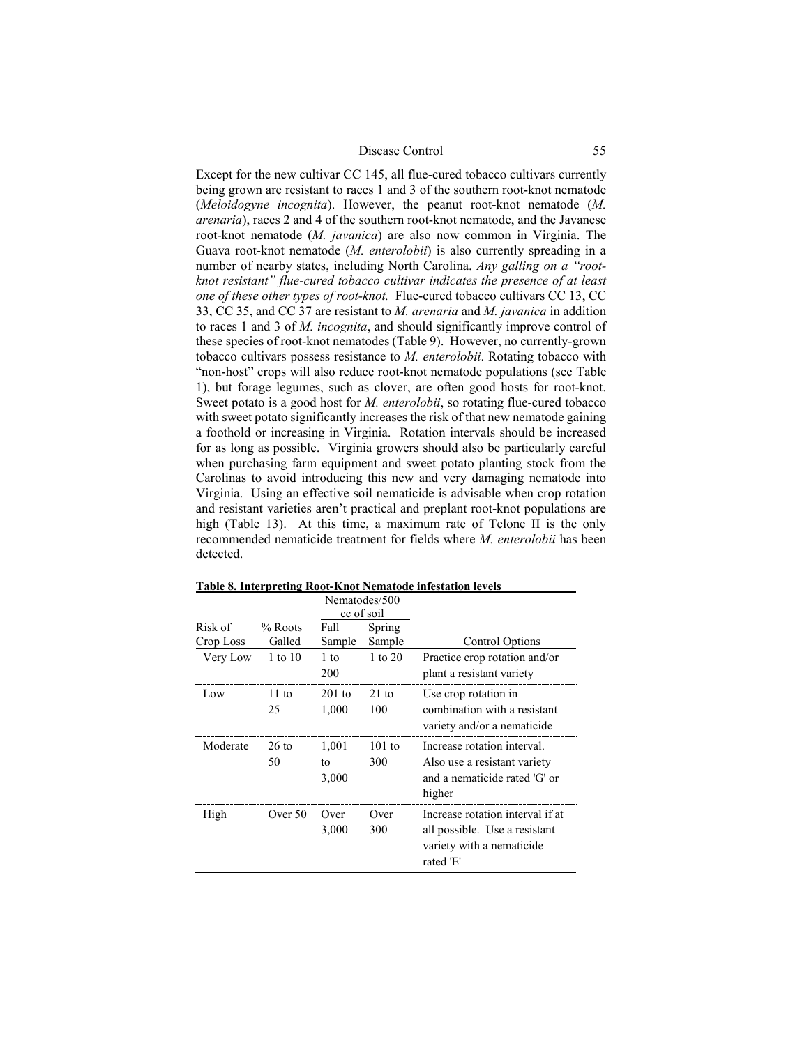Except for the new cultivar CC 145, all flue-cured tobacco cultivars currently being grown are resistant to races 1 and 3 of the southern root-knot nematode (*Meloidogyne incognita*). However, the peanut root-knot nematode (*M. arenaria*), races 2 and 4 of the southern root-knot nematode, and the Javanese root-knot nematode (*M. javanica*) are also now common in Virginia. The Guava root-knot nematode (*M. enterolobii*) is also currently spreading in a number of nearby states, including North Carolina. *Any galling on a "root-knot resistant" flue-cured tobacco cultivar indicates the presence of at least one of these other types of root-knot.* Flue-cured tobacco cultivars CC 13, CC 33, CC 35, and CC 37 are resistant to *M. arenaria* and *M. javanica* in addition to races 1 and 3 of *M. incognita*, and should significantly improve control of these species of root-knot nematodes (Table 9). However, no currently-grown tobacco cultivars possess resistance to *M. enterolobii*. Rotating tobacco with "non-host" crops will also reduce root-knot nematode populations (see Table 1), but forage legumes, such as clover, are often good hosts for root-knot. Sweet potato is a good host for *M. enterolobii*, so rotating flue-cured tobacco with sweet potato significantly increases the risk of that new nematode gaining a foothold or increasing in Virginia. Rotation intervals should be increased for as long as possible. Virginia growers should also be particularly careful when purchasing farm equipment and sweet potato planting stock from the Carolinas to avoid introducing this new and very damaging nematode into Virginia. Using an effective soil nematicide is advisable when crop rotation and resistant varieties aren't practical and preplant root-knot populations are high (Table 13). At this time, a maximum rate of Telone II is the only recommended nematicide treatment for fields where *M. enterolobii* has been detected.

**Table 8. Interpreting Root-Knot Nematode infestation levels**

| Risk of Crop Loss | % Roots Galled | Nematodes/500 cc of soil: Fall Sample | Nematodes/500 cc of soil: Spring Sample | Control Options |
|---|---|---|---|---|
| Very Low | 1 to 10 | 1 to 200 | 1 to 20 | Practice crop rotation and/or plant a resistant variety |
| Low | 11 to 25 | 201 to 1,000 | 21 to 100 | Use crop rotation in combination with a resistant variety and/or a nematicide |
| Moderate | 26 to 50 | 1,001 to 3,000 | 101 to 300 | Increase rotation interval. Also use a resistant variety and a nematicide rated 'G' or higher |
| High | Over 50 | Over 3,000 | Over 300 | Increase rotation interval if at all possible. Use a resistant variety with a nematicide rated 'E' |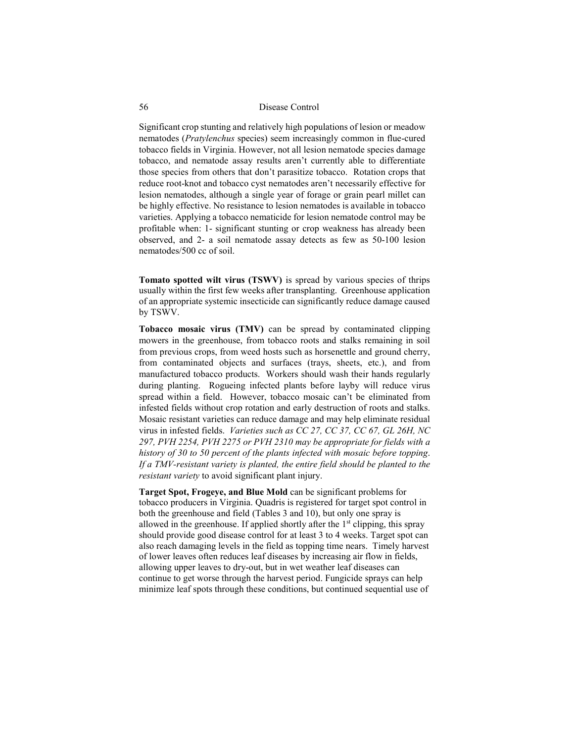Significant crop stunting and relatively high populations of lesion or meadow nematodes (*Pratylenchus* species) seem increasingly common in flue-cured tobacco fields in Virginia. However, not all lesion nematode species damage tobacco, and nematode assay results aren't currently able to differentiate those species from others that don't parasitize tobacco. Rotation crops that reduce root-knot and tobacco cyst nematodes aren't necessarily effective for lesion nematodes, although a single year of forage or grain pearl millet can be highly effective. No resistance to lesion nematodes is available in tobacco varieties. Applying a tobacco nematicide for lesion nematode control may be profitable when: 1- significant stunting or crop weakness has already been observed, and 2- a soil nematode assay detects as few as 50-100 lesion nematodes/500 cc of soil.

**Tomato spotted wilt virus (TSWV)** is spread by various species of thrips usually within the first few weeks after transplanting. Greenhouse application of an appropriate systemic insecticide can significantly reduce damage caused by TSWV.

**Tobacco mosaic virus (TMV)** can be spread by contaminated clipping mowers in the greenhouse, from tobacco roots and stalks remaining in soil from previous crops, from weed hosts such as horsenettle and ground cherry, from contaminated objects and surfaces (trays, sheets, etc.), and from manufactured tobacco products. Workers should wash their hands regularly during planting. Rogueing infected plants before layby will reduce virus spread within a field. However, tobacco mosaic can't be eliminated from infested fields without crop rotation and early destruction of roots and stalks. Mosaic resistant varieties can reduce damage and may help eliminate residual virus in infested fields. *Varieties such as CC 27, CC 37, CC 67, GL 26H, NC 297, PVH 2254, PVH 2275 or PVH 2310 may be appropriate for fields with a history of 30 to 50 percent of the plants infected with mosaic before topping. If a TMV-resistant variety is planted, the entire field should be planted to the resistant variety* to avoid significant plant injury.

**Target Spot, Frogeye, and Blue Mold** can be significant problems for tobacco producers in Virginia. Quadris is registered for target spot control in both the greenhouse and field (Tables 3 and 10), but only one spray is allowed in the greenhouse. If applied shortly after the 1st clipping, this spray should provide good disease control for at least 3 to 4 weeks. Target spot can also reach damaging levels in the field as topping time nears. Timely harvest of lower leaves often reduces leaf diseases by increasing air flow in fields, allowing upper leaves to dry-out, but in wet weather leaf diseases can continue to get worse through the harvest period. Fungicide sprays can help minimize leaf spots through these conditions, but continued sequential use of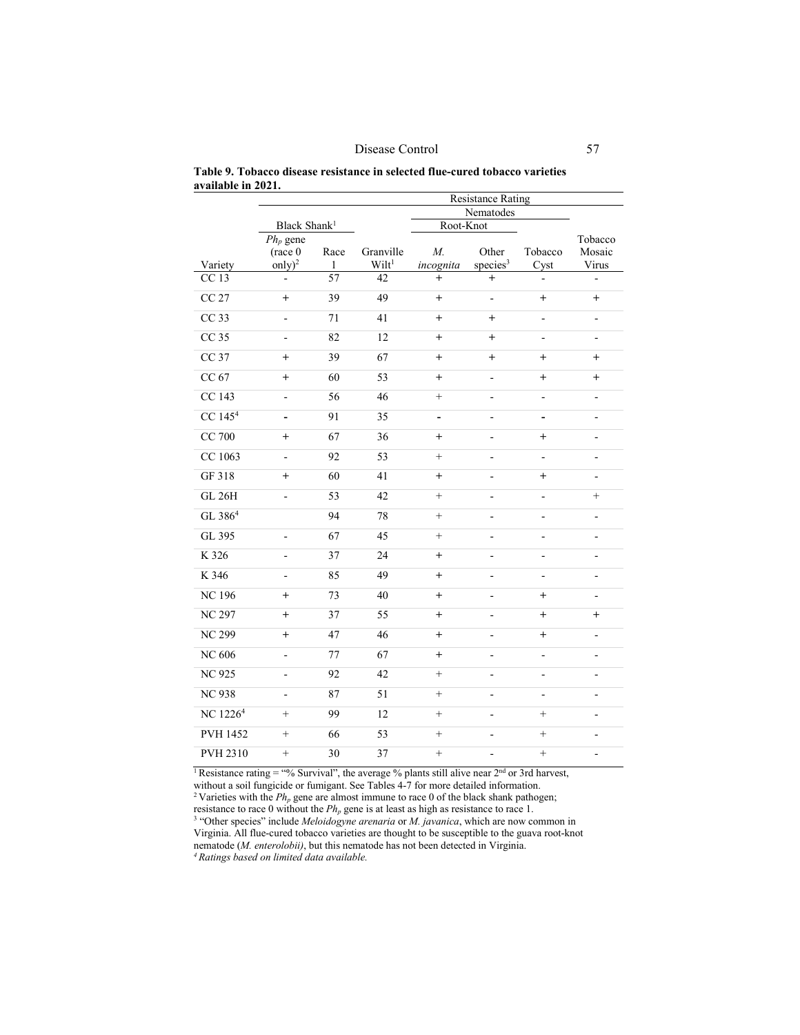**Table 9. Tobacco disease resistance in selected flue-cured tobacco varieties available in 2021.**

| | Resistance Rating | | | | | | |
|---|---|---|---|---|---|---|---|
| | | | | Nematodes | | | |
| | Black Shank[1] | | | Root-Knot | | | |
| Variety | $Ph_p$ gene (race 0 only)[2] | Race 1 | Granville Wilt[1] | *M. incognita* | Other species[3] | Tobacco Cyst | Tobacco Mosaic Virus |
| CC 13 | - | 57 | 42 | + | + | - | - |
| CC 27 | + | 39 | 49 | + | - | + | + |
| CC 33 | - | 71 | 41 | + | + | - | - |
| CC 35 | - | 82 | 12 | + | + | - | - |
| CC 37 | + | 39 | 67 | + | + | + | + |
| CC 67 | + | 60 | 53 | + | - | + | + |
| CC 143 | - | 56 | 46 | + | - | - | - |
| CC 145[4] | - | 91 | 35 | - | - | - | - |
| CC 700 | + | 67 | 36 | + | - | + | - |
| CC 1063 | - | 92 | 53 | + | - | - | - |
| GF 318 | + | 60 | 41 | + | - | + | - |
| GL 26H | - | 53 | 42 | + | - | - | + |
| GL 386[4] | | 94 | 78 | + | - | - | - |
| GL 395 | - | 67 | 45 | + | - | - | - |
| K 326 | - | 37 | 24 | + | - | - | - |
| K 346 | - | 85 | 49 | + | - | - | - |
| NC 196 | + | 73 | 40 | + | - | + | - |
| NC 297 | + | 37 | 55 | + | - | + | + |
| NC 299 | + | 47 | 46 | + | - | + | - |
| NC 606 | - | 77 | 67 | + | - | - | - |
| NC 925 | - | 92 | 42 | + | - | - | - |
| NC 938 | - | 87 | 51 | + | - | - | - |
| NC 1226[4] | + | 99 | 12 | + | - | + | - |
| PVH 1452 | + | 66 | 53 | + | - | + | - |
| PVH 2310 | + | 30 | 37 | + | - | + | - |

[1] Resistance rating = "% Survival", the average % plants still alive near 2nd or 3rd harvest, without a soil fungicide or fumigant. See Tables 4-7 for more detailed information.
[2] Varieties with the $Ph_p$ gene are almost immune to race 0 of the black shank pathogen; resistance to race 0 without the $Ph_p$ gene is at least as high as resistance to race 1.
[3] "Other species" include *Meloidogyne arenaria* or *M. javanica*, which are now common in Virginia. All flue-cured tobacco varieties are thought to be susceptible to the guava root-knot nematode (*M. enterolobii)*, but this nematode has not been detected in Virginia.
[4] *Ratings based on limited data available.*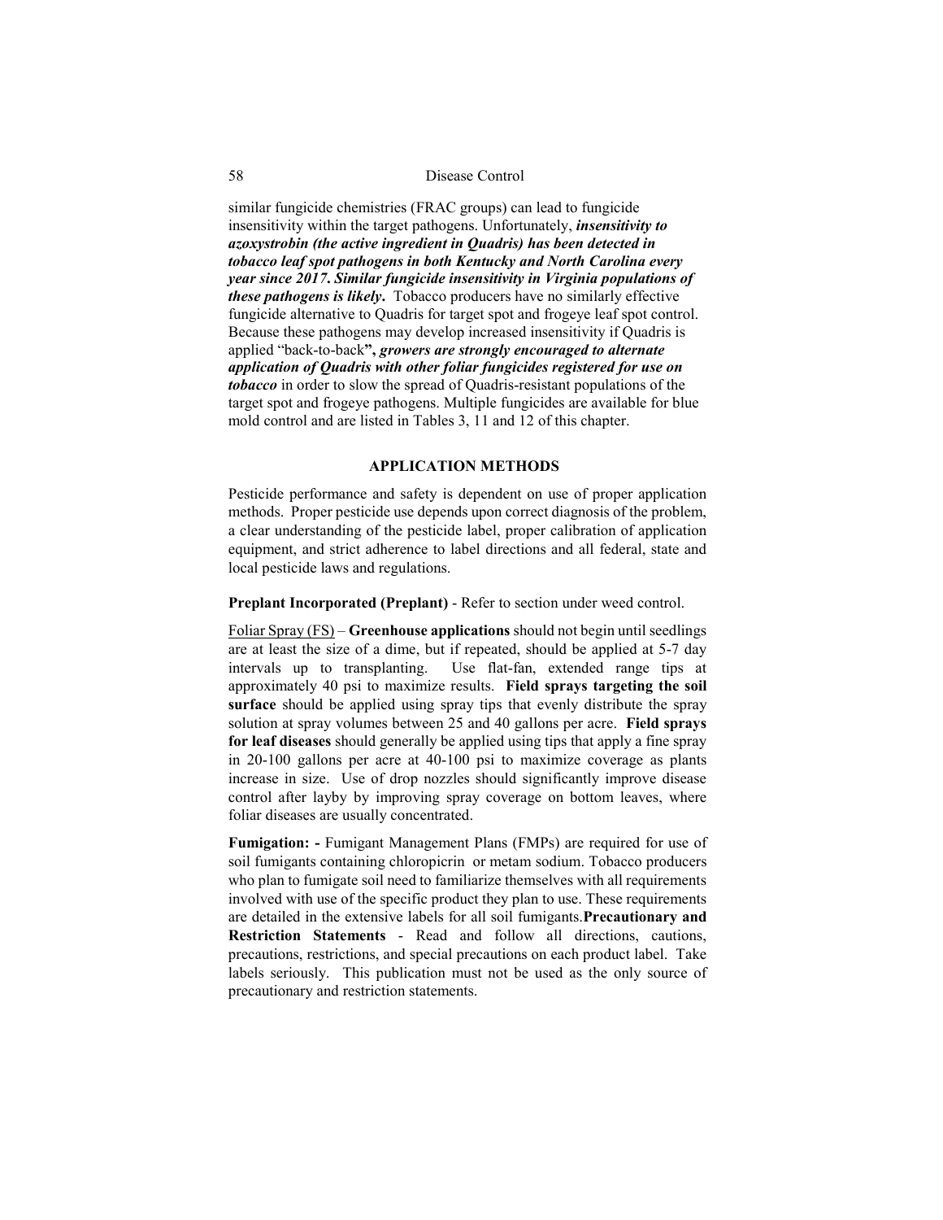similar fungicide chemistries (FRAC groups) can lead to fungicide insensitivity within the target pathogens. Unfortunately, ***insensitivity to azoxystrobin (the active ingredient in Quadris) has been detected in tobacco leaf spot pathogens in both Kentucky and North Carolina every year since 2017. Similar fungicide insensitivity in Virginia populations of these pathogens is likely***. Tobacco producers have no similarly effective fungicide alternative to Quadris for target spot and frogeye leaf spot control. Because these pathogens may develop increased insensitivity if Quadris is applied "back-to-back**",** ***growers are strongly encouraged to alternate application of Quadris with other foliar fungicides registered for use on tobacco*** in order to slow the spread of Quadris-resistant populations of the target spot and frogeye pathogens. Multiple fungicides are available for blue mold control and are listed in Tables 3, 11 and 12 of this chapter.

## APPLICATION METHODS

Pesticide performance and safety is dependent on use of proper application methods. Proper pesticide use depends upon correct diagnosis of the problem, a clear understanding of the pesticide label, proper calibration of application equipment, and strict adherence to label directions and all federal, state and local pesticide laws and regulations.

**Preplant Incorporated (Preplant)** - Refer to section under weed control.

<u>Foliar Spray (FS)</u> – **Greenhouse applications** should not begin until seedlings are at least the size of a dime, but if repeated, should be applied at 5-7 day intervals up to transplanting. Use flat-fan, extended range tips at approximately 40 psi to maximize results. **Field sprays targeting the soil surface** should be applied using spray tips that evenly distribute the spray solution at spray volumes between 25 and 40 gallons per acre. **Field sprays for leaf diseases** should generally be applied using tips that apply a fine spray in 20-100 gallons per acre at 40-100 psi to maximize coverage as plants increase in size. Use of drop nozzles should significantly improve disease control after layby by improving spray coverage on bottom leaves, where foliar diseases are usually concentrated.

**Fumigation: -** Fumigant Management Plans (FMPs) are required for use of soil fumigants containing chloropicrin or metam sodium. Tobacco producers who plan to fumigate soil need to familiarize themselves with all requirements involved with use of the specific product they plan to use. These requirements are detailed in the extensive labels for all soil fumigants.**Precautionary and Restriction Statements** - Read and follow all directions, cautions, precautions, restrictions, and special precautions on each product label. Take labels seriously. This publication must not be used as the only source of precautionary and restriction statements.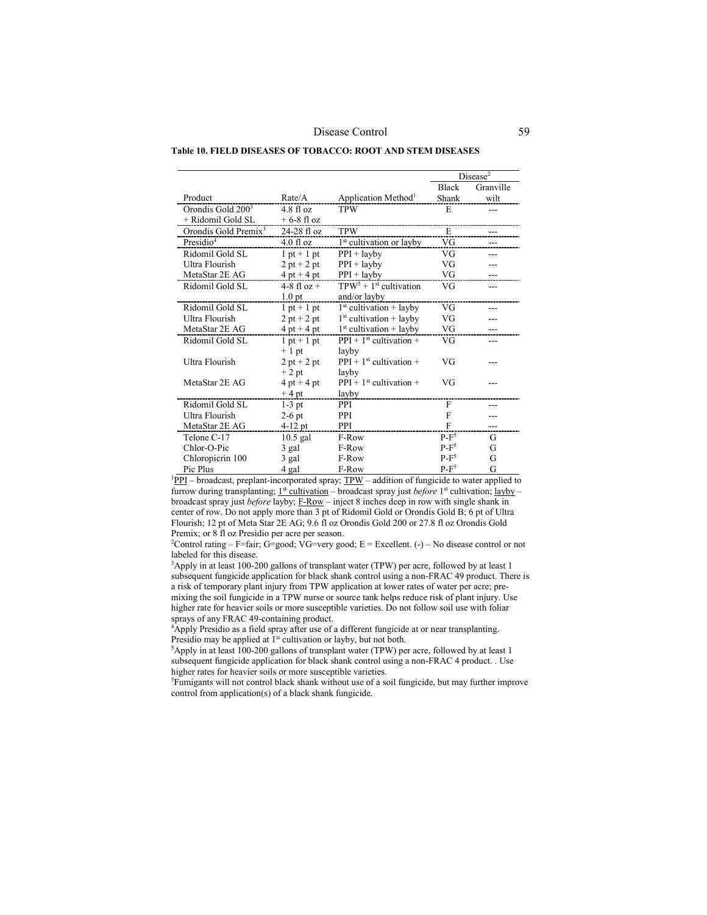**Table 10. FIELD DISEASES OF TOBACCO: ROOT AND STEM DISEASES**

| Product | Rate/A | Application Method[1] | Disease[2] Black Shank | Granville wilt |
|---|---|---|---|---|
| Orondis Gold 200[3] + Ridomil Gold SL | 4.8 fl oz + 6-8 fl oz | TPW | E | --- |
| Orondis Gold Premix[3] | 24-28 fl oz | TPW | E | --- |
| Presidio[4] | 4.0 fl oz | 1st cultivation or layby | VG | --- |
| Ridomil Gold SL | 1 pt + 1 pt | PPI + layby | VG | --- |
| Ultra Flourish | 2 pt + 2 pt | PPI + layby | VG | --- |
| MetaStar 2E AG | 4 pt + 4 pt | PPI + layby | VG | --- |
| Ridomil Gold SL | 4-8 fl oz + 1.0 pt | TPW[5] + 1st cultivation and/or layby | VG | --- |
| Ridomil Gold SL | 1 pt + 1 pt | 1st cultivation + layby | VG | --- |
| Ultra Flourish | 2 pt + 2 pt | 1st cultivation + layby | VG | --- |
| MetaStar 2E AG | 4 pt + 4 pt | 1st cultivation + layby | VG | --- |
| Ridomil Gold SL | 1 pt + 1 pt + 1 pt | PPI + 1st cultivation + layby | VG | --- |
| Ultra Flourish | 2 pt + 2 pt + 2 pt | PPI + 1st cultivation + layby | VG | --- |
| MetaStar 2E AG | 4 pt + 4 pt + 4 pt | PPI + 1st cultivation + layby | VG | --- |
| Ridomil Gold SL | 1-3 pt | PPI | F | --- |
| Ultra Flourish | 2-6 pt | PPI | F | --- |
| MetaStar 2E AG | 4-12 pt | PPI | F | --- |
| Telone C-17 | 10.5 gal | F-Row | P-F[5] | G |
| Chlor-O-Pic | 3 gal | F-Row | P-F[5] | G |
| Chloropicrin 100 | 3 gal | F-Row | P-F[5] | G |
| Pic Plus | 4 gal | F-Row | P-F[5] | G |

[1]PPI – broadcast, preplant-incorporated spray; TPW – addition of fungicide to water applied to furrow during transplanting; 1st cultivation – broadcast spray just *before* 1st cultivation; layby – broadcast spray just *before* layby; F-Row – inject 8 inches deep in row with single shank in center of row. Do not apply more than 3 pt of Ridomil Gold or Orondis Gold B; 6 pt of Ultra Flourish; 12 pt of Meta Star 2E AG; 9.6 fl oz Orondis Gold 200 or 27.8 fl oz Orondis Gold Premix; or 8 fl oz Presidio per acre per season.

[2]Control rating – F=fair; G=good; VG=very good; E = Excellent. (-) – No disease control or not labeled for this disease.

[3]Apply in at least 100-200 gallons of transplant water (TPW) per acre, followed by at least 1 subsequent fungicide application for black shank control using a non-FRAC 49 product. There is a risk of temporary plant injury from TPW application at lower rates of water per acre; pre-mixing the soil fungicide in a TPW nurse or source tank helps reduce risk of plant injury. Use higher rate for heavier soils or more susceptible varieties. Do not follow soil use with foliar sprays of any FRAC 49-containing product.

[4]Apply Presidio as a field spray after use of a different fungicide at or near transplanting. Presidio may be applied at 1st cultivation or layby, but not both.

[5]Apply in at least 100-200 gallons of transplant water (TPW) per acre, followed by at least 1 subsequent fungicide application for black shank control using a non-FRAC 4 product. . Use higher rates for heavier soils or more susceptible varieties.

[5]Fumigants will not control black shank without use of a soil fungicide, but may further improve control from application(s) of a black shank fungicide.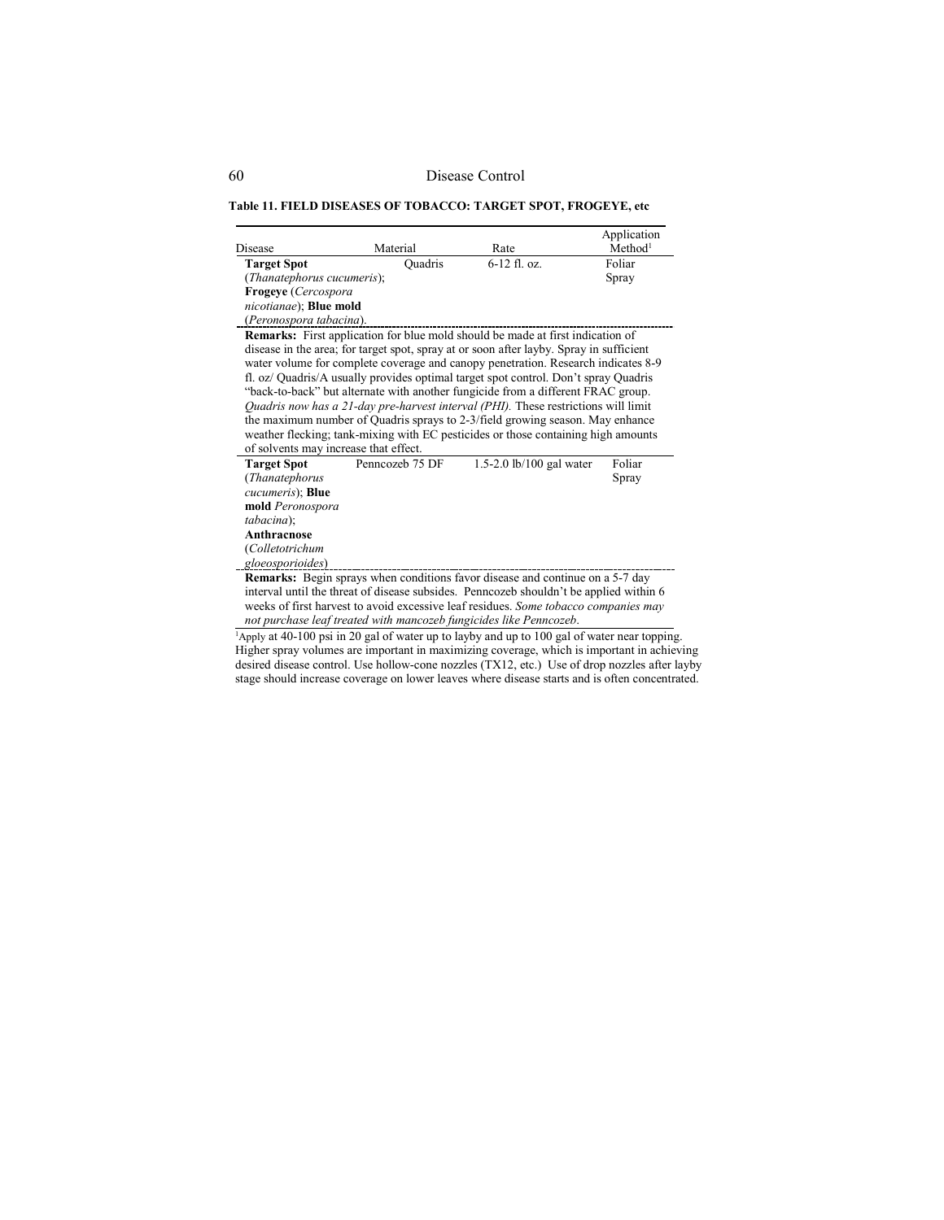**Table 11. FIELD DISEASES OF TOBACCO: TARGET SPOT, FROGEYE, etc**

| Disease | Material | Rate | Application Method[1] |
|---|---|---|---|
| **Target Spot** (*Thanatephorus cucumeris*); **Frogeye** (*Cercospora nicotianae*); **Blue mold** (*Peronospora tabacina*). | Quadris | 6-12 fl. oz. | Foliar Spray |
| **Remarks:** First application for blue mold should be made at first indication of disease in the area; for target spot, spray at or soon after layby. Spray in sufficient water volume for complete coverage and canopy penetration. Research indicates 8-9 fl. oz/ Quadris/A usually provides optimal target spot control. Don't spray Quadris "back-to-back" but alternate with another fungicide from a different FRAC group. *Quadris now has a 21-day pre-harvest interval (PHI).* These restrictions will limit the maximum number of Quadris sprays to 2-3/field growing season. May enhance weather flecking; tank-mixing with EC pesticides or those containing high amounts of solvents may increase that effect. | | | |
| **Target Spot** (*Thanatephorus cucumeris*); **Blue mold** *Peronospora tabacina*); **Anthracnose** (*Colletotrichum gloeosporioides*) | Penncozeb 75 DF | 1.5-2.0 lb/100 gal water | Foliar Spray |
| **Remarks:** Begin sprays when conditions favor disease and continue on a 5-7 day interval until the threat of disease subsides. Penncozeb shouldn't be applied within 6 weeks of first harvest to avoid excessive leaf residues. *Some tobacco companies may not purchase leaf treated with mancozeb fungicides like Penncozeb*. | | | |

[1]Apply at 40-100 psi in 20 gal of water up to layby and up to 100 gal of water near topping. Higher spray volumes are important in maximizing coverage, which is important in achieving desired disease control. Use hollow-cone nozzles (TX12, etc.) Use of drop nozzles after layby stage should increase coverage on lower leaves where disease starts and is often concentrated.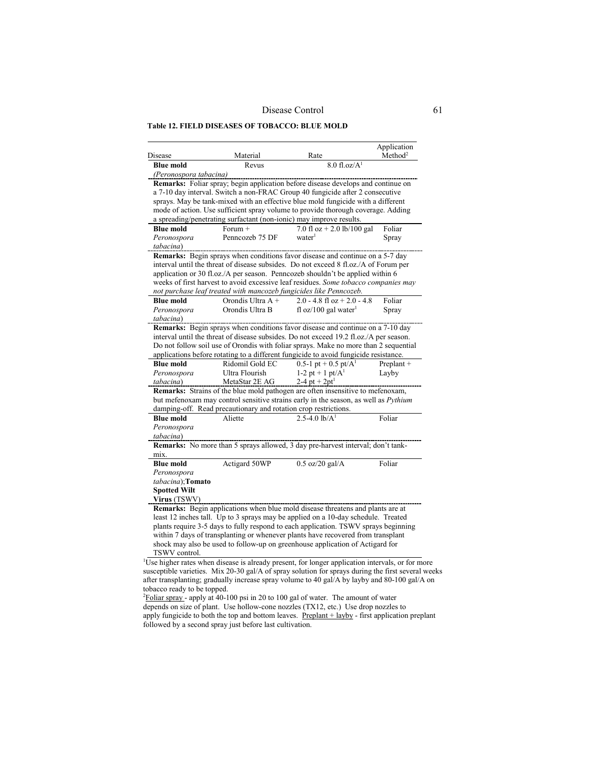**Table 12. FIELD DISEASES OF TOBACCO: BLUE MOLD**

| Disease | Material | Rate | Application Method[2] |
|---|---|---|---|
| **Blue mold** *(Peronospora tabacina)* | Revus | 8.0 fl.oz/A[1] | |
| **Remarks:** Foliar spray; begin application before disease develops and continue on a 7-10 day interval. Switch a non-FRAC Group 40 fungicide after 2 consecutive sprays. May be tank-mixed with an effective blue mold fungicide with a different mode of action. Use sufficient spray volume to provide thorough coverage. Adding a spreading/penetrating surfactant (non-ionic) may improve results. | | | |
| **Blue mold** *Peronospora tabacina*) | Forum + Penncozeb 75 DF | 7.0 fl oz + 2.0 lb/100 gal water[1] | Foliar Spray |
| **Remarks:** Begin sprays when conditions favor disease and continue on a 5-7 day interval until the threat of disease subsides. Do not exceed 8 fl.oz./A of Forum per application or 30 fl.oz./A per season. Penncozeb shouldn't be applied within 6 weeks of first harvest to avoid excessive leaf residues. *Some tobacco companies may not purchase leaf treated with mancozeb fungicides like Penncozeb.* | | | |
| **Blue mold** *Peronospora tabacina*) | Orondis Ultra A + Orondis Ultra B | 2.0 - 4.8 fl oz + 2.0 - 4.8 fl oz/100 gal water[1] | Foliar Spray |
| **Remarks:** Begin sprays when conditions favor disease and continue on a 7-10 day interval until the threat of disease subsides. Do not exceed 19.2 fl.oz./A per season. Do not follow soil use of Orondis with foliar sprays. Make no more than 2 sequential applications before rotating to a different fungicide to avoid fungicide resistance. | | | |
| **Blue mold** *Peronospora tabacina*) | Ridomil Gold EC<br>Ultra Flourish<br>MetaStar 2E AG | 0.5-1 pt + 0.5 pt/A[1]<br>1-2 pt + 1 pt/A[1]<br>2-4 pt + 2pt[1] | Preplant + Layby |
| **Remarks:** Strains of the blue mold pathogen are often insensitive to mefenoxam, but mefenoxam may control sensitive strains early in the season, as well as *Pythium* damping-off. Read precautionary and rotation crop restrictions. | | | |
| **Blue mold** *Peronospora tabacina*) | Aliette | 2.5-4.0 lb/A[1] | Foliar |
| **Remarks:** No more than 5 sprays allowed, 3 day pre-harvest interval; don't tank-mix. | | | |
| **Blue mold** *Peronospora tabacina*); **Tomato Spotted Wilt Virus** (TSWV) | Actigard 50WP | 0.5 oz/20 gal/A | Foliar |
| **Remarks:** Begin applications when blue mold disease threatens and plants are at least 12 inches tall. Up to 3 sprays may be applied on a 10-day schedule. Treated plants require 3-5 days to fully respond to each application. TSWV sprays beginning within 7 days of transplanting or whenever plants have recovered from transplant shock may also be used to follow-up on greenhouse application of Actigard for TSWV control. | | | |

[1]Use higher rates when disease is already present, for longer application intervals, or for more susceptible varieties. Mix 20-30 gal/A of spray solution for sprays during the first several weeks after transplanting; gradually increase spray volume to 40 gal/A by layby and 80-100 gal/A on tobacco ready to be topped.

[2]Foliar spray - apply at 40-100 psi in 20 to 100 gal of water. The amount of water depends on size of plant. Use hollow-cone nozzles (TX12, etc.) Use drop nozzles to apply fungicide to both the top and bottom leaves. Preplant + layby - first application preplant followed by a second spray just before last cultivation.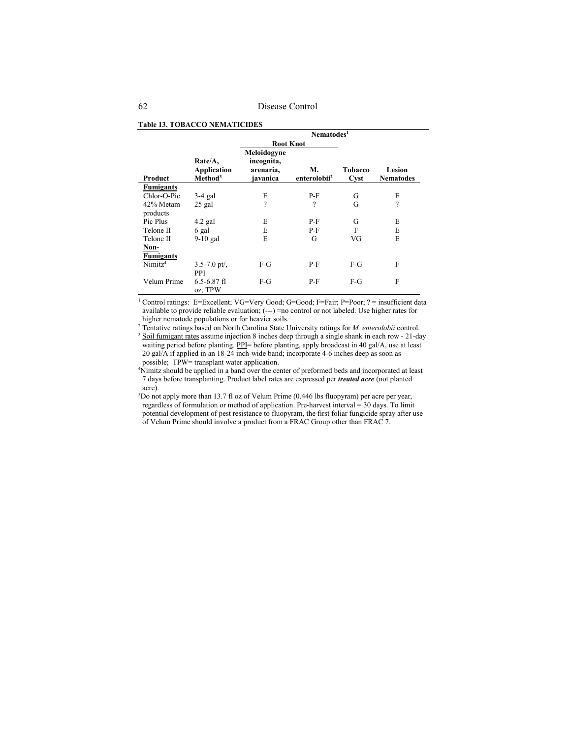**Table 13. TOBACCO NEMATICIDES**

| | | Nematodes[1] | | | |
|---|---|---|---|---|---|
| | | Root Knot | | | |
| Product | Rate/A, Application Method[3] | Meloidogyne incognita, arenaria, javanica | M. enterolobii[2] | Tobacco Cyst | Lesion Nematodes |
| **Fumigants** | | | | | |
| Chlor-O-Pic | 3-4 gal | E | P-F | G | E |
| 42% Metam products | 25 gal | ? | ? | G | ? |
| Pic Plus | 4.2 gal | E | P-F | G | E |
| Telone II | 6 gal | E | P-F | F | E |
| Telone II | 9-10 gal | E | G | VG | E |
| **Non-Fumigants** | | | | | |
| Nimitz[4] | 3.5-7.0 pt/, PPI | F-G | P-F | F-G | F |
| Velum Prime | 6.5-6.87 fl oz, TPW | F-G | P-F | F-G | F |

[1] Control ratings: E=Excellent; VG=Very Good; G=Good; F=Fair; P=Poor; ? = insufficient data available to provide reliable evaluation; (---) =no control or not labeled. Use higher rates for higher nematode populations or for heavier soils.

[2] Tentative ratings based on North Carolina State University ratings for *M. enterolobii* control.

[3] Soil fumigant rates assume injection 8 inches deep through a single shank in each row - 21-day waiting period before planting. PPI= before planting, apply broadcast in 40 gal/A, use at least 20 gal/A if applied in an 18-24 inch-wide band; incorporate 4-6 inches deep as soon as possible; TPW= transplant water application.

[4] Nimitz should be applied in a band over the center of preformed beds and incorporated at least 7 days before transplanting. Product label rates are expressed per ***treated acre*** (not planted acre).

[5] Do not apply more than 13.7 fl oz of Velum Prime (0.446 lbs fluopyram) per acre per year, regardless of formulation or method of application. Pre-harvest interval = 30 days. To limit potential development of pest resistance to fluopyram, the first foliar fungicide spray after use of Velum Prime should involve a product from a FRAC Group other than FRAC 7.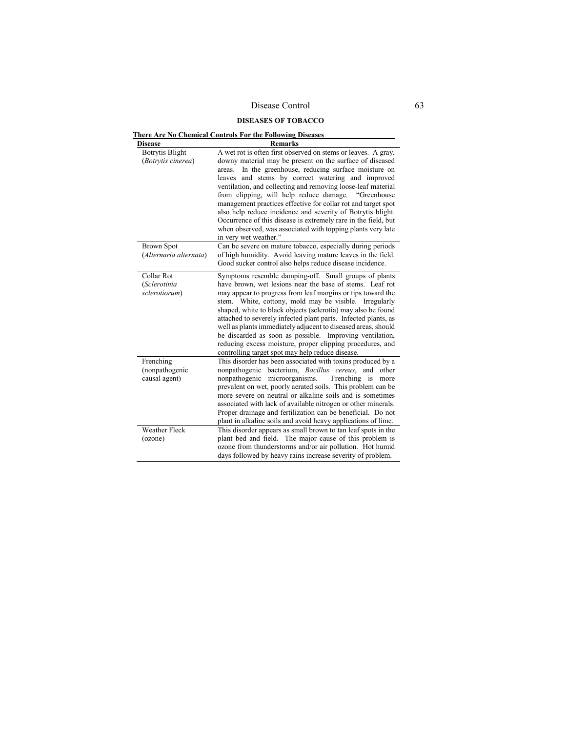## DISEASES OF TOBACCO

**There Are No Chemical Controls For the Following Diseases**

| Disease | Remarks |
|---|---|
| Botrytis Blight (*Botrytis cinerea*) | A wet rot is often first observed on stems or leaves. A gray, downy material may be present on the surface of diseased areas. In the greenhouse, reducing surface moisture on leaves and stems by correct watering and improved ventilation, and collecting and removing loose-leaf material from clipping, will help reduce damage. "Greenhouse management practices effective for collar rot and target spot also help reduce incidence and severity of Botrytis blight. Occurrence of this disease is extremely rare in the field, but when observed, was associated with topping plants very late in very wet weather." |
| Brown Spot (*Alternaria alternata*) | Can be severe on mature tobacco, especially during periods of high humidity. Avoid leaving mature leaves in the field. Good sucker control also helps reduce disease incidence. |
| Collar Rot (*Sclerotinia sclerotiorum*) | Symptoms resemble damping-off. Small groups of plants have brown, wet lesions near the base of stems. Leaf rot may appear to progress from leaf margins or tips toward the stem. White, cottony, mold may be visible. Irregularly shaped, white to black objects (sclerotia) may also be found attached to severely infected plant parts. Infected plants, as well as plants immediately adjacent to diseased areas, should be discarded as soon as possible. Improving ventilation, reducing excess moisture, proper clipping procedures, and controlling target spot may help reduce disease. |
| Frenching (nonpathogenic causal agent) | This disorder has been associated with toxins produced by a nonpathogenic bacterium, *Bacillus cereus*, and other nonpathogenic microorganisms. Frenching is more prevalent on wet, poorly aerated soils. This problem can be more severe on neutral or alkaline soils and is sometimes associated with lack of available nitrogen or other minerals. Proper drainage and fertilization can be beneficial. Do not plant in alkaline soils and avoid heavy applications of lime. |
| Weather Fleck (ozone) | This disorder appears as small brown to tan leaf spots in the plant bed and field. The major cause of this problem is ozone from thunderstorms and/or air pollution. Hot humid days followed by heavy rains increase severity of problem. |